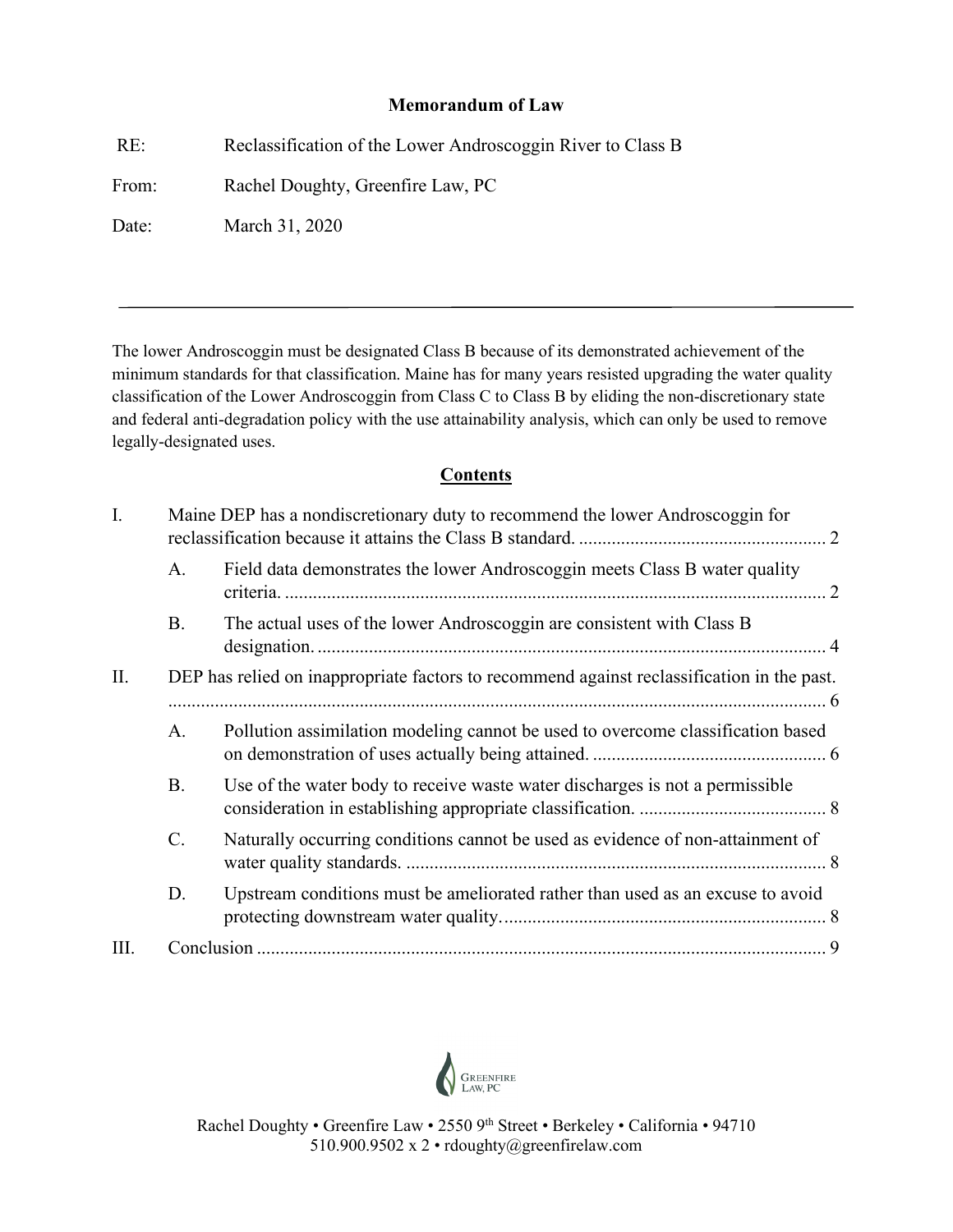**Memorandum of Law**

| | |
|---|---|
| RE: | Reclassification of the Lower Androscoggin River to Class B |
| From: | Rachel Doughty, Greenfire Law, PC |
| Date: | March 31, 2020 |

---

The lower Androscoggin must be designated Class B because of its demonstrated achievement of the minimum standards for that classification. Maine has for many years resisted upgrading the water quality classification of the Lower Androscoggin from Class C to Class B by eliding the non-discretionary state and federal anti-degradation policy with the use attainability analysis, which can only be used to remove legally-designated uses.

## Contents

I. Maine DEP has a nondiscretionary duty to recommend the lower Androscoggin for reclassification because it attains the Class B standard. .......... 2

   A. Field data demonstrates the lower Androscoggin meets Class B water quality criteria. .......... 2

   B. The actual uses of the lower Androscoggin are consistent with Class B designation. .......... 4

II. DEP has relied on inappropriate factors to recommend against reclassification in the past. .......... 6

   A. Pollution assimilation modeling cannot be used to overcome classification based on demonstration of uses actually being attained. .......... 6

   B. Use of the water body to receive waste water discharges is not a permissible consideration in establishing appropriate classification. .......... 8

   C. Naturally occurring conditions cannot be used as evidence of non-attainment of water quality standards. .......... 8

   D. Upstream conditions must be ameliorated rather than used as an excuse to avoid protecting downstream water quality. .......... 8

III. Conclusion .......... 9

Greenfire Law, PC

Rachel Doughty • Greenfire Law • 2550 9th Street • Berkeley • California • 94710
510.900.9502 x 2 • rdoughty@greenfirelaw.com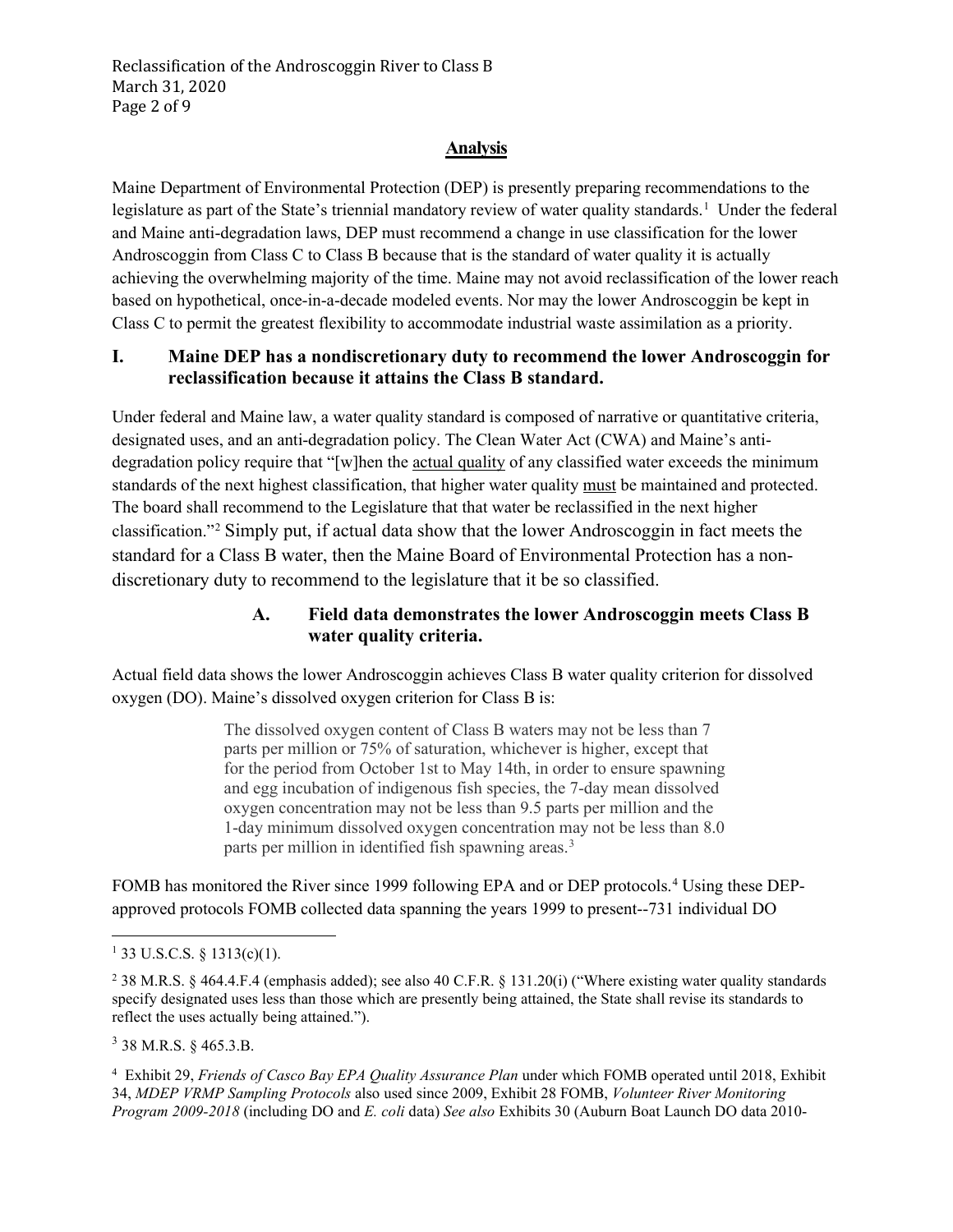## Analysis

Maine Department of Environmental Protection (DEP) is presently preparing recommendations to the legislature as part of the State's triennial mandatory review of water quality standards.[1] Under the federal and Maine anti-degradation laws, DEP must recommend a change in use classification for the lower Androscoggin from Class C to Class B because that is the standard of water quality it is actually achieving the overwhelming majority of the time. Maine may not avoid reclassification of the lower reach based on hypothetical, once-in-a-decade modeled events. Nor may the lower Androscoggin be kept in Class C to permit the greatest flexibility to accommodate industrial waste assimilation as a priority.

### I. Maine DEP has a nondiscretionary duty to recommend the lower Androscoggin for reclassification because it attains the Class B standard.

Under federal and Maine law, a water quality standard is composed of narrative or quantitative criteria, designated uses, and an anti-degradation policy. The Clean Water Act (CWA) and Maine's anti-degradation policy require that "[w]hen the <u>actual quality</u> of any classified water exceeds the minimum standards of the next highest classification, that higher water quality <u>must</u> be maintained and protected. The board shall recommend to the Legislature that that water be reclassified in the next higher classification."[2] Simply put, if actual data show that the lower Androscoggin in fact meets the standard for a Class B water, then the Maine Board of Environmental Protection has a non-discretionary duty to recommend to the legislature that it be so classified.

#### A. Field data demonstrates the lower Androscoggin meets Class B water quality criteria.

Actual field data shows the lower Androscoggin achieves Class B water quality criterion for dissolved oxygen (DO). Maine's dissolved oxygen criterion for Class B is:

> The dissolved oxygen content of Class B waters may not be less than 7 parts per million or 75% of saturation, whichever is higher, except that for the period from October 1st to May 14th, in order to ensure spawning and egg incubation of indigenous fish species, the 7-day mean dissolved oxygen concentration may not be less than 9.5 parts per million and the 1-day minimum dissolved oxygen concentration may not be less than 8.0 parts per million in identified fish spawning areas.[3]

FOMB has monitored the River since 1999 following EPA and or DEP protocols.[4] Using these DEP-approved protocols FOMB collected data spanning the years 1999 to present--731 individual DO

---

[1] 33 U.S.C.S. § 1313(c)(1).

[2] 38 M.R.S. § 464.4.F.4 (emphasis added); see also 40 C.F.R. § 131.20(i) ("Where existing water quality standards specify designated uses less than those which are presently being attained, the State shall revise its standards to reflect the uses actually being attained.").

[3] 38 M.R.S. § 465.3.B.

[4] Exhibit 29, *Friends of Casco Bay EPA Quality Assurance Plan* under which FOMB operated until 2018, Exhibit 34, *MDEP VRMP Sampling Protocols* also used since 2009, Exhibit 28 FOMB, *Volunteer River Monitoring Program 2009-2018* (including DO and *E. coli* data) *See also* Exhibits 30 (Auburn Boat Launch DO data 2010-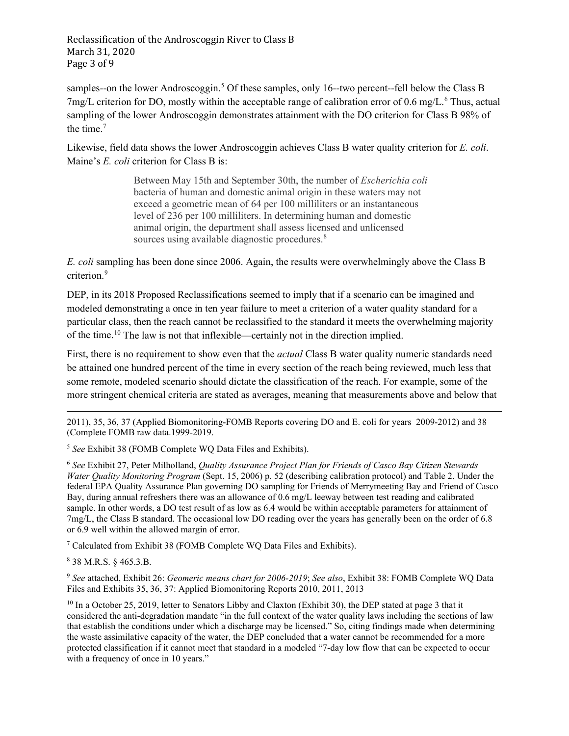samples--on the lower Androscoggin.[5] Of these samples, only 16--two percent--fell below the Class B 7mg/L criterion for DO, mostly within the acceptable range of calibration error of 0.6 mg/L.[6] Thus, actual sampling of the lower Androscoggin demonstrates attainment with the DO criterion for Class B 98% of the time.[7]

Likewise, field data shows the lower Androscoggin achieves Class B water quality criterion for *E. coli*. Maine's *E. coli* criterion for Class B is:

> Between May 15th and September 30th, the number of *Escherichia coli* bacteria of human and domestic animal origin in these waters may not exceed a geometric mean of 64 per 100 milliliters or an instantaneous level of 236 per 100 milliliters. In determining human and domestic animal origin, the department shall assess licensed and unlicensed sources using available diagnostic procedures.[8]

*E. coli* sampling has been done since 2006. Again, the results were overwhelmingly above the Class B criterion.[9]

DEP, in its 2018 Proposed Reclassifications seemed to imply that if a scenario can be imagined and modeled demonstrating a once in ten year failure to meet a criterion of a water quality standard for a particular class, then the reach cannot be reclassified to the standard it meets the overwhelming majority of the time.[10] The law is not that inflexible—certainly not in the direction implied.

First, there is no requirement to show even that the *actual* Class B water quality numeric standards need be attained one hundred percent of the time in every section of the reach being reviewed, much less that some remote, modeled scenario should dictate the classification of the reach. For example, some of the more stringent chemical criteria are stated as averages, meaning that measurements above and below that

---

2011), 35, 36, 37 (Applied Biomonitoring-FOMB Reports covering DO and E. coli for years 2009-2012) and 38 (Complete FOMB raw data.1999-2019.

[5] *See* Exhibit 38 (FOMB Complete WQ Data Files and Exhibits).

[6] *See* Exhibit 27, Peter Milholland, *Quality Assurance Project Plan for Friends of Casco Bay Citizen Stewards Water Quality Monitoring Program* (Sept. 15, 2006) p. 52 (describing calibration protocol) and Table 2. Under the federal EPA Quality Assurance Plan governing DO sampling for Friends of Merrymeeting Bay and Friend of Casco Bay, during annual refreshers there was an allowance of 0.6 mg/L leeway between test reading and calibrated sample. In other words, a DO test result of as low as 6.4 would be within acceptable parameters for attainment of 7mg/L, the Class B standard. The occasional low DO reading over the years has generally been on the order of 6.8 or 6.9 well within the allowed margin of error.

[7] Calculated from Exhibit 38 (FOMB Complete WQ Data Files and Exhibits).

[8] 38 M.R.S. § 465.3.B.

[9] *See* attached, Exhibit 26: *Geomeric means chart for 2006-2019*; *See also*, Exhibit 38: FOMB Complete WQ Data Files and Exhibits 35, 36, 37: Applied Biomonitoring Reports 2010, 2011, 2013

[10] In a October 25, 2019, letter to Senators Libby and Claxton (Exhibit 30), the DEP stated at page 3 that it considered the anti-degradation mandate "in the full context of the water quality laws including the sections of law that establish the conditions under which a discharge may be licensed." So, citing findings made when determining the waste assimilative capacity of the water, the DEP concluded that a water cannot be recommended for a more protected classification if it cannot meet that standard in a modeled "7-day low flow that can be expected to occur with a frequency of once in 10 years."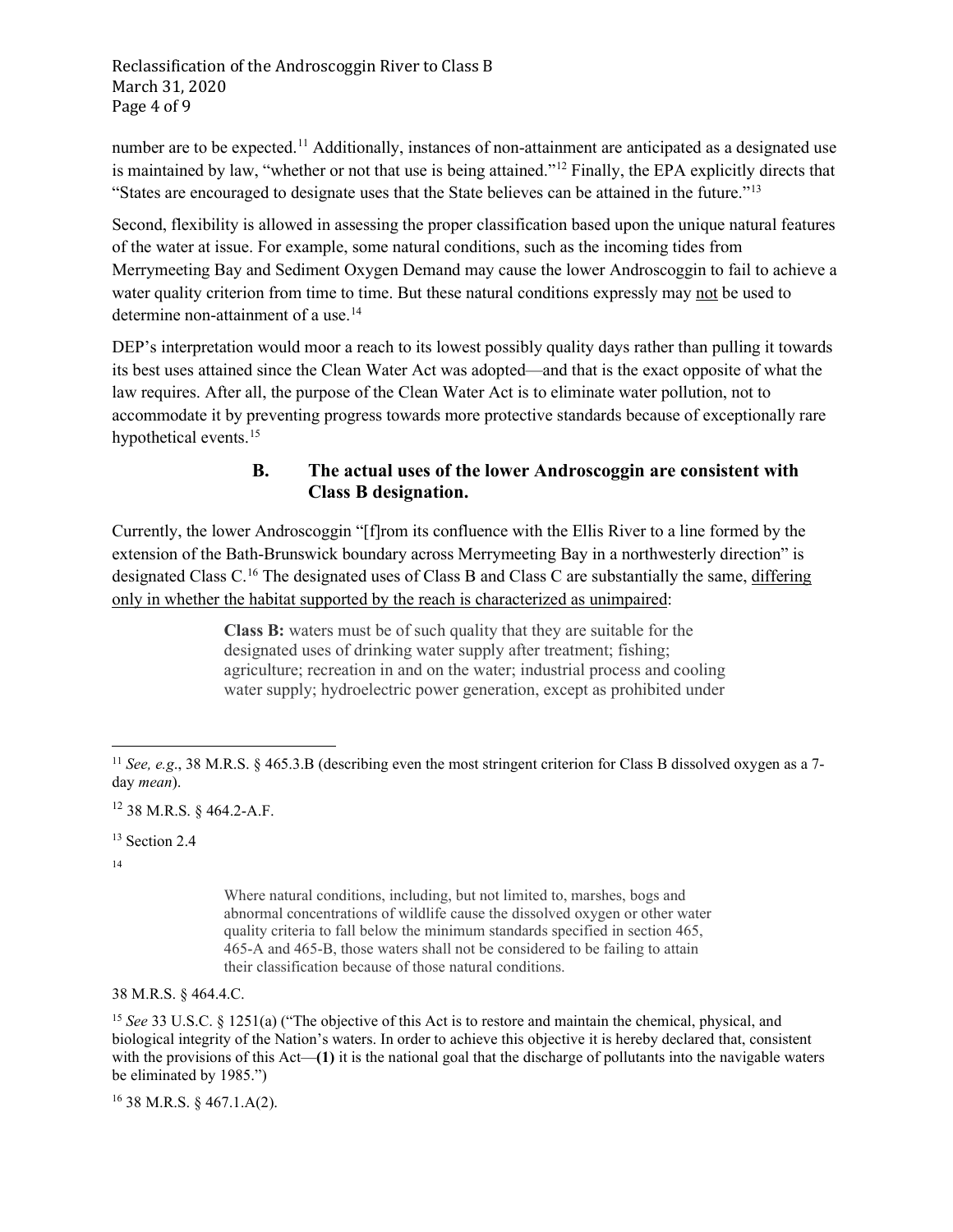number are to be expected.[11] Additionally, instances of non-attainment are anticipated as a designated use is maintained by law, "whether or not that use is being attained."[12] Finally, the EPA explicitly directs that "States are encouraged to designate uses that the State believes can be attained in the future."[13]

Second, flexibility is allowed in assessing the proper classification based upon the unique natural features of the water at issue. For example, some natural conditions, such as the incoming tides from Merrymeeting Bay and Sediment Oxygen Demand may cause the lower Androscoggin to fail to achieve a water quality criterion from time to time. But these natural conditions expressly may <u>not</u> be used to determine non-attainment of a use.[14]

DEP's interpretation would moor a reach to its lowest possibly quality days rather than pulling it towards its best uses attained since the Clean Water Act was adopted—and that is the exact opposite of what the law requires. After all, the purpose of the Clean Water Act is to eliminate water pollution, not to accommodate it by preventing progress towards more protective standards because of exceptionally rare hypothetical events.[15]

### B. The actual uses of the lower Androscoggin are consistent with Class B designation.

Currently, the lower Androscoggin "[f]rom its confluence with the Ellis River to a line formed by the extension of the Bath-Brunswick boundary across Merrymeeting Bay in a northwesterly direction" is designated Class C.[16] The designated uses of Class B and Class C are substantially the same, <u>differing only in whether the habitat supported by the reach is characterized as unimpaired</u>:

> **Class B:** waters must be of such quality that they are suitable for the designated uses of drinking water supply after treatment; fishing; agriculture; recreation in and on the water; industrial process and cooling water supply; hydroelectric power generation, except as prohibited under

---

[11] *See, e.g.*, 38 M.R.S. § 465.3.B (describing even the most stringent criterion for Class B dissolved oxygen as a 7-day *mean*).

[12] 38 M.R.S. § 464.2-A.F.

[13] Section 2.4

[14]

> Where natural conditions, including, but not limited to, marshes, bogs and abnormal concentrations of wildlife cause the dissolved oxygen or other water quality criteria to fall below the minimum standards specified in section 465, 465-A and 465-B, those waters shall not be considered to be failing to attain their classification because of those natural conditions.

38 M.R.S. § 464.4.C.

[15] *See* 33 U.S.C. § 1251(a) ("The objective of this Act is to restore and maintain the chemical, physical, and biological integrity of the Nation's waters. In order to achieve this objective it is hereby declared that, consistent with the provisions of this Act—**(1)** it is the national goal that the discharge of pollutants into the navigable waters be eliminated by 1985.")

[16] 38 M.R.S. § 467.1.A(2).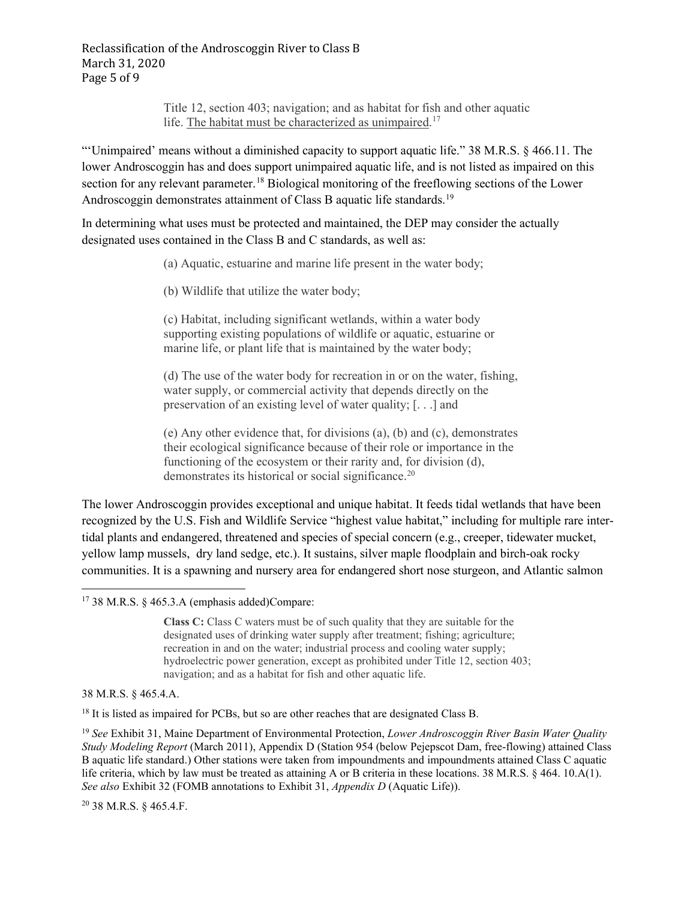> Title 12, section 403; navigation; and as habitat for fish and other aquatic life. <u>The habitat must be characterized as unimpaired</u>.[17]

"'Unimpaired' means without a diminished capacity to support aquatic life." 38 M.R.S. § 466.11. The lower Androscoggin has and does support unimpaired aquatic life, and is not listed as impaired on this section for any relevant parameter.[18] Biological monitoring of the freeflowing sections of the Lower Androscoggin demonstrates attainment of Class B aquatic life standards.[19]

In determining what uses must be protected and maintained, the DEP may consider the actually designated uses contained in the Class B and C standards, as well as:

> (a) Aquatic, estuarine and marine life present in the water body;
>
> (b) Wildlife that utilize the water body;
>
> (c) Habitat, including significant wetlands, within a water body supporting existing populations of wildlife or aquatic, estuarine or marine life, or plant life that is maintained by the water body;
>
> (d) The use of the water body for recreation in or on the water, fishing, water supply, or commercial activity that depends directly on the preservation of an existing level of water quality; [. . .] and
>
> (e) Any other evidence that, for divisions (a), (b) and (c), demonstrates their ecological significance because of their role or importance in the functioning of the ecosystem or their rarity and, for division (d), demonstrates its historical or social significance.[20]

The lower Androscoggin provides exceptional and unique habitat. It feeds tidal wetlands that have been recognized by the U.S. Fish and Wildlife Service "highest value habitat," including for multiple rare inter-tidal plants and endangered, threatened and species of special concern (e.g., creeper, tidewater mucket, yellow lamp mussels, dry land sedge, etc.). It sustains, silver maple floodplain and birch-oak rocky communities. It is a spawning and nursery area for endangered short nose sturgeon, and Atlantic salmon

---

[17] 38 M.R.S. § 465.3.A (emphasis added)Compare:

> **Class C:** Class C waters must be of such quality that they are suitable for the designated uses of drinking water supply after treatment; fishing; agriculture; recreation in and on the water; industrial process and cooling water supply; hydroelectric power generation, except as prohibited under Title 12, section 403; navigation; and as a habitat for fish and other aquatic life.

38 M.R.S. § 465.4.A.

[18] It is listed as impaired for PCBs, but so are other reaches that are designated Class B.

[19] *See* Exhibit 31, Maine Department of Environmental Protection, *Lower Androscoggin River Basin Water Quality Study Modeling Report* (March 2011), Appendix D (Station 954 (below Pejepscot Dam, free-flowing) attained Class B aquatic life standard.) Other stations were taken from impoundments and impoundments attained Class C aquatic life criteria, which by law must be treated as attaining A or B criteria in these locations. 38 M.R.S. § 464. 10.A(1). *See also* Exhibit 32 (FOMB annotations to Exhibit 31, *Appendix D* (Aquatic Life)).

[20] 38 M.R.S. § 465.4.F.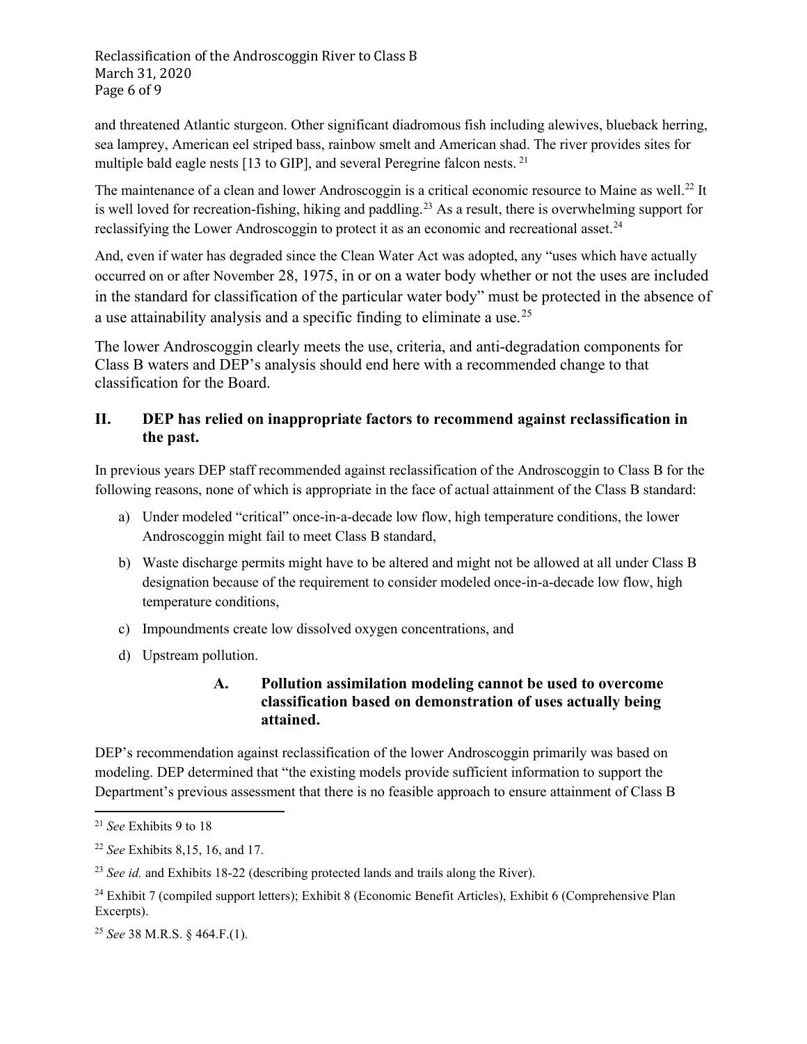and threatened Atlantic sturgeon. Other significant diadromous fish including alewives, blueback herring, sea lamprey, American eel striped bass, rainbow smelt and American shad. The river provides sites for multiple bald eagle nests [13 to GIP], and several Peregrine falcon nests. [21]

The maintenance of a clean and lower Androscoggin is a critical economic resource to Maine as well.[22] It is well loved for recreation-fishing, hiking and paddling.[23] As a result, there is overwhelming support for reclassifying the Lower Androscoggin to protect it as an economic and recreational asset.[24]

And, even if water has degraded since the Clean Water Act was adopted, any "uses which have actually occurred on or after November 28, 1975, in or on a water body whether or not the uses are included in the standard for classification of the particular water body" must be protected in the absence of a use attainability analysis and a specific finding to eliminate a use.[25]

The lower Androscoggin clearly meets the use, criteria, and anti-degradation components for Class B waters and DEP's analysis should end here with a recommended change to that classification for the Board.

## II. DEP has relied on inappropriate factors to recommend against reclassification in the past.

In previous years DEP staff recommended against reclassification of the Androscoggin to Class B for the following reasons, none of which is appropriate in the face of actual attainment of the Class B standard:

a) Under modeled "critical" once-in-a-decade low flow, high temperature conditions, the lower Androscoggin might fail to meet Class B standard,

b) Waste discharge permits might have to be altered and might not be allowed at all under Class B designation because of the requirement to consider modeled once-in-a-decade low flow, high temperature conditions,

c) Impoundments create low dissolved oxygen concentrations, and

d) Upstream pollution.

### A. Pollution assimilation modeling cannot be used to overcome classification based on demonstration of uses actually being attained.

DEP's recommendation against reclassification of the lower Androscoggin primarily was based on modeling. DEP determined that "the existing models provide sufficient information to support the Department's previous assessment that there is no feasible approach to ensure attainment of Class B

---

[21] *See* Exhibits 9 to 18

[22] *See* Exhibits 8,15, 16, and 17.

[23] *See id.* and Exhibits 18-22 (describing protected lands and trails along the River).

[24] Exhibit 7 (compiled support letters); Exhibit 8 (Economic Benefit Articles), Exhibit 6 (Comprehensive Plan Excerpts).

[25] *See* 38 M.R.S. § 464.F.(1).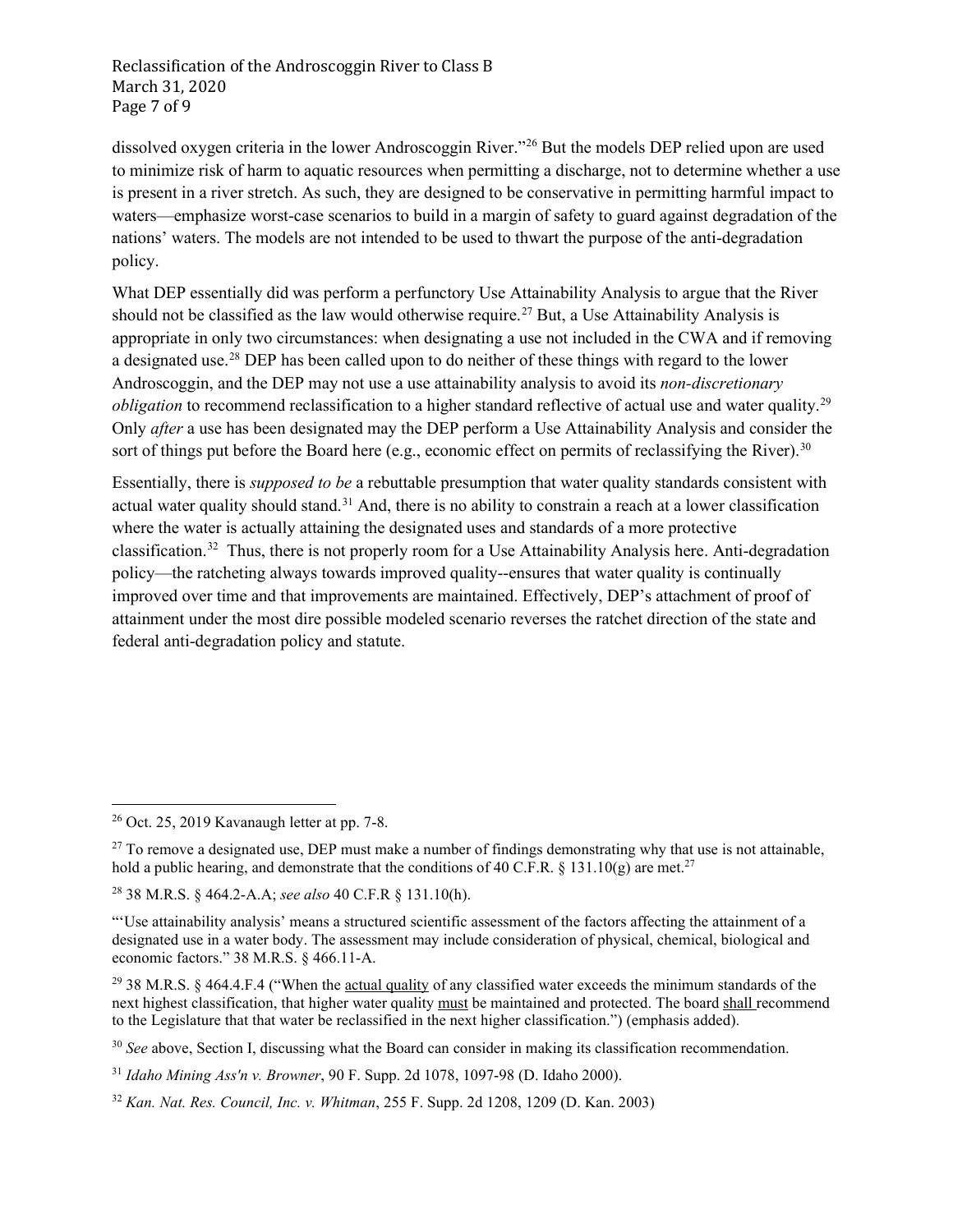dissolved oxygen criteria in the lower Androscoggin River."[26] But the models DEP relied upon are used to minimize risk of harm to aquatic resources when permitting a discharge, not to determine whether a use is present in a river stretch. As such, they are designed to be conservative in permitting harmful impact to waters—emphasize worst-case scenarios to build in a margin of safety to guard against degradation of the nations' waters. The models are not intended to be used to thwart the purpose of the anti-degradation policy.

What DEP essentially did was perform a perfunctory Use Attainability Analysis to argue that the River should not be classified as the law would otherwise require.[27] But, a Use Attainability Analysis is appropriate in only two circumstances: when designating a use not included in the CWA and if removing a designated use.[28] DEP has been called upon to do neither of these things with regard to the lower Androscoggin, and the DEP may not use a use attainability analysis to avoid its *non-discretionary obligation* to recommend reclassification to a higher standard reflective of actual use and water quality.[29] Only *after* a use has been designated may the DEP perform a Use Attainability Analysis and consider the sort of things put before the Board here (e.g., economic effect on permits of reclassifying the River).[30]

Essentially, there is *supposed to be* a rebuttable presumption that water quality standards consistent with actual water quality should stand.[31] And, there is no ability to constrain a reach at a lower classification where the water is actually attaining the designated uses and standards of a more protective classification.[32] Thus, there is not properly room for a Use Attainability Analysis here. Anti-degradation policy—the ratcheting always towards improved quality--ensures that water quality is continually improved over time and that improvements are maintained. Effectively, DEP's attachment of proof of attainment under the most dire possible modeled scenario reverses the ratchet direction of the state and federal anti-degradation policy and statute.

---

[26] Oct. 25, 2019 Kavanaugh letter at pp. 7-8.

[27] To remove a designated use, DEP must make a number of findings demonstrating why that use is not attainable, hold a public hearing, and demonstrate that the conditions of 40 C.F.R. § 131.10(g) are met.[27]

[28] 38 M.R.S. § 464.2-A.A; *see also* 40 C.F.R § 131.10(h).

"'Use attainability analysis' means a structured scientific assessment of the factors affecting the attainment of a designated use in a water body. The assessment may include consideration of physical, chemical, biological and economic factors." 38 M.R.S. § 466.11-A.

[29] 38 M.R.S. § 464.4.F.4 ("When the actual quality of any classified water exceeds the minimum standards of the next highest classification, that higher water quality must be maintained and protected. The board shall recommend to the Legislature that that water be reclassified in the next higher classification.") (emphasis added).

[30] *See* above, Section I, discussing what the Board can consider in making its classification recommendation.

[31] *Idaho Mining Ass'n v. Browner*, 90 F. Supp. 2d 1078, 1097-98 (D. Idaho 2000).

[32] *Kan. Nat. Res. Council, Inc. v. Whitman*, 255 F. Supp. 2d 1208, 1209 (D. Kan. 2003)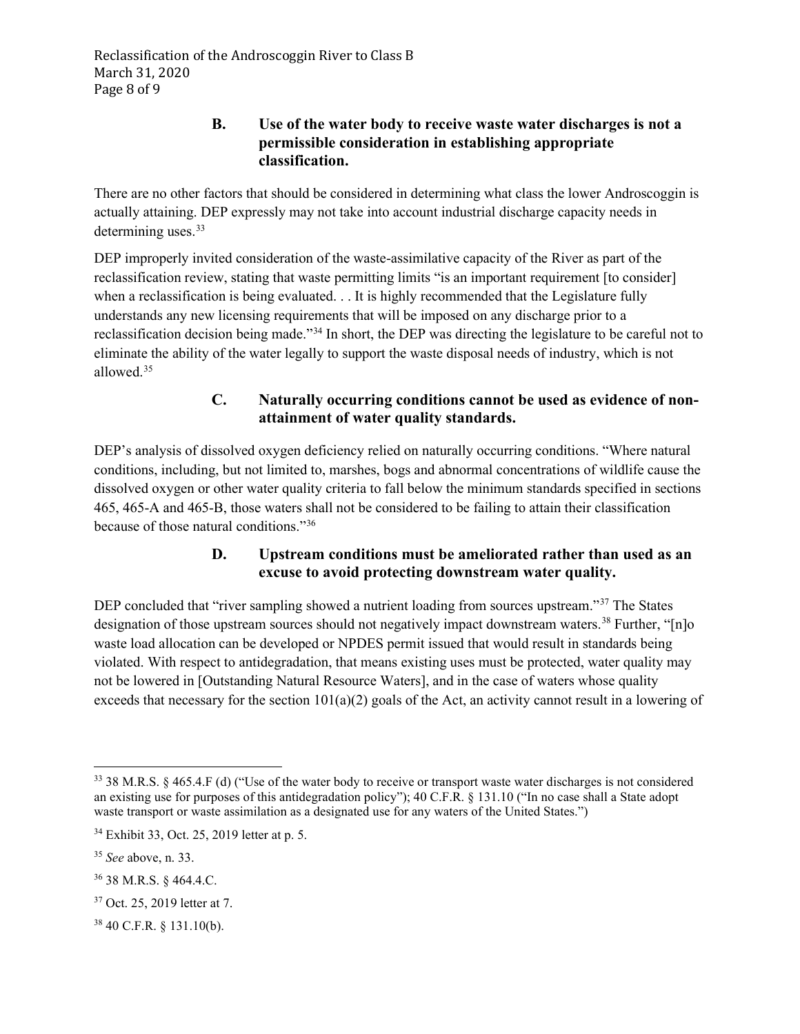### B. Use of the water body to receive waste water discharges is not a permissible consideration in establishing appropriate classification.

There are no other factors that should be considered in determining what class the lower Androscoggin is actually attaining. DEP expressly may not take into account industrial discharge capacity needs in determining uses.[33]

DEP improperly invited consideration of the waste-assimilative capacity of the River as part of the reclassification review, stating that waste permitting limits "is an important requirement [to consider] when a reclassification is being evaluated. . . It is highly recommended that the Legislature fully understands any new licensing requirements that will be imposed on any discharge prior to a reclassification decision being made."[34] In short, the DEP was directing the legislature to be careful not to eliminate the ability of the water legally to support the waste disposal needs of industry, which is not allowed.[35]

### C. Naturally occurring conditions cannot be used as evidence of non-attainment of water quality standards.

DEP's analysis of dissolved oxygen deficiency relied on naturally occurring conditions. "Where natural conditions, including, but not limited to, marshes, bogs and abnormal concentrations of wildlife cause the dissolved oxygen or other water quality criteria to fall below the minimum standards specified in sections 465, 465-A and 465-B, those waters shall not be considered to be failing to attain their classification because of those natural conditions."[36]

### D. Upstream conditions must be ameliorated rather than used as an excuse to avoid protecting downstream water quality.

DEP concluded that "river sampling showed a nutrient loading from sources upstream."[37] The States designation of those upstream sources should not negatively impact downstream waters.[38] Further, "[n]o waste load allocation can be developed or NPDES permit issued that would result in standards being violated. With respect to antidegradation, that means existing uses must be protected, water quality may not be lowered in [Outstanding Natural Resource Waters], and in the case of waters whose quality exceeds that necessary for the section 101(a)(2) goals of the Act, an activity cannot result in a lowering of

---

[33] 38 M.R.S. § 465.4.F (d) ("Use of the water body to receive or transport waste water discharges is not considered an existing use for purposes of this antidegradation policy"); 40 C.F.R. § 131.10 ("In no case shall a State adopt waste transport or waste assimilation as a designated use for any waters of the United States.")

[34] Exhibit 33, Oct. 25, 2019 letter at p. 5.

[35] *See* above, n. 33.

[36] 38 M.R.S. § 464.4.C.

[37] Oct. 25, 2019 letter at 7.

[38] 40 C.F.R. § 131.10(b).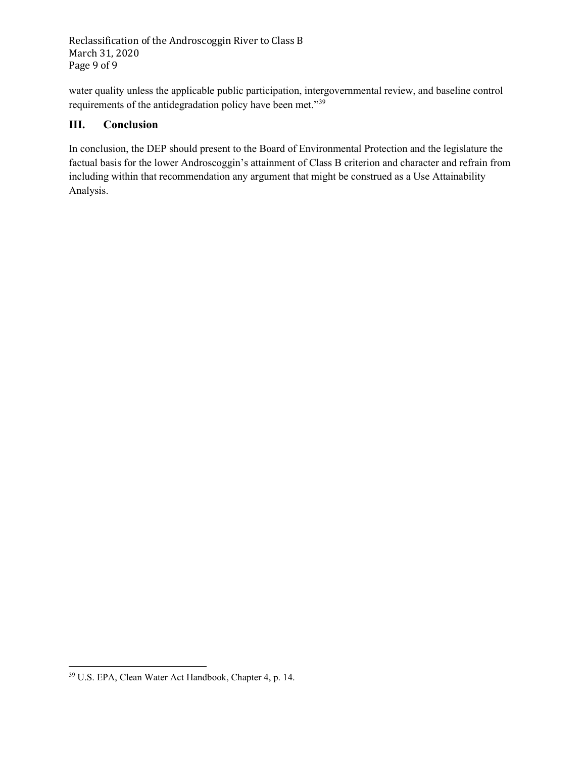water quality unless the applicable public participation, intergovernmental review, and baseline control requirements of the antidegradation policy have been met."[39]

## III. Conclusion

In conclusion, the DEP should present to the Board of Environmental Protection and the legislature the factual basis for the lower Androscoggin's attainment of Class B criterion and character and refrain from including within that recommendation any argument that might be construed as a Use Attainability Analysis.

---

[39] U.S. EPA, Clean Water Act Handbook, Chapter 4, p. 14.